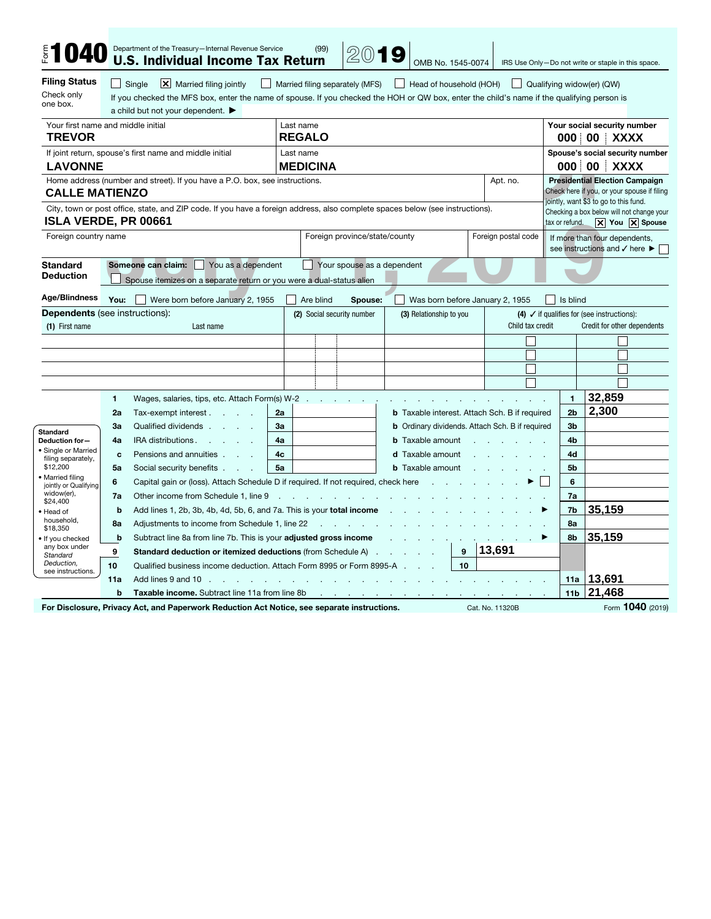# Form 1040 — U.S. Individual Income Tax Return 2019

Department of the Treasury—Internal Revenue Service (99)

OMB No. 1545-0074 | IRS Use Only—Do not write or staple in this space.

**Filing Status** — Check only one box.

☐ Single ☒ Married filing jointly ☐ Married filing separately (MFS) ☐ Head of household (HOH) ☐ Qualifying widow(er) (QW)

If you checked the MFS box, enter the name of spouse. If you checked the HOH or QW box, enter the child's name if the qualifying person is a child but not your dependent. ▶

| Your first name and middle initial | Last name | Your social security number |
|---|---|---|
| TREVOR | REGALO | 000 00 XXXX |
| **If joint return, spouse's first name and middle initial** | **Last name** | **Spouse's social security number** |
| LAVONNE | MEDICINA | 000 00 XXXX |

Home address (number and street). If you have a P.O. box, see instructions. Apt. no.
**CALLE MATIENZO**

City, town or post office, state, and ZIP code. If you have a foreign address, also complete spaces below (see instructions).
**ISLA VERDE, PR 00661**

Foreign country name | Foreign province/state/county | Foreign postal code

**Presidential Election Campaign** — Check here if you, or your spouse if filing jointly, want $3 to go to this fund. Checking a box below will not change your tax or refund. ☒ You ☒ Spouse

If more than four dependents, see instructions and ✓ here ▶ ☐

**Standard Deduction** — **Someone can claim:** ☐ You as a dependent ☐ Your spouse as a dependent
☐ Spouse itemizes on a separate return or you were a dual-status alien

**Age/Blindness** — **You:** ☐ Were born before January 2, 1955 ☐ Are blind **Spouse:** ☐ Was born before January 2, 1955 ☐ Is blind

**Dependents** (see instructions):

| (1) First name | Last name | (2) Social security number | (3) Relationship to you | (4) ✓ if qualifies for (see instructions): Child tax credit | Credit for other dependents |
|---|---|---|---|---|---|
| | | | | ☐ | ☐ |
| | | | | ☐ | ☐ |
| | | | | ☐ | ☐ |
| | | | | ☐ | ☐ |

**Standard Deduction for—**
- Single or Married filing separately, $12,200
- Married filing jointly or Qualifying widow(er), $24,400
- Head of household, $18,350
- If you checked any box under *Standard Deduction*, see instructions.

| Line | Description | | Amount |
|---|---|---|---|
| 1 | Wages, salaries, tips, etc. Attach Form(s) W-2 | 1 | 32,859 |
| 2a | Tax-exempt interest | 2a | |
| 2b | Taxable interest. Attach Sch. B if required | 2b | 2,300 |
| 3a | Qualified dividends | 3a | |
| 3b | Ordinary dividends. Attach Sch. B if required | 3b | |
| 4a | IRA distributions | 4a | |
| 4b | Taxable amount | 4b | |
| 4c | Pensions and annuities | 4c | |
| 4d | Taxable amount | 4d | |
| 5a | Social security benefits | 5a | |
| 5b | Taxable amount | 5b | |
| 6 | Capital gain or (loss). Attach Schedule D if required. If not required, check here ▶ ☐ | 6 | |
| 7a | Other income from Schedule 1, line 9 | 7a | |
| 7b | Add lines 1, 2b, 3b, 4b, 4d, 5b, 6, and 7a. This is your **total income** ▶ | 7b | 35,159 |
| 8a | Adjustments to income from Schedule 1, line 22 | 8a | |
| 8b | Subtract line 8a from line 7b. This is your **adjusted gross income** ▶ | 8b | 35,159 |
| 9 | **Standard deduction or itemized deductions** (from Schedule A) | 9 | 13,691 |
| 10 | Qualified business income deduction. Attach Form 8995 or Form 8995-A | 10 | |
| 11a | Add lines 9 and 10 | 11a | 13,691 |
| 11b | **Taxable income.** Subtract line 11a from line 8b | 11b | 21,468 |

**For Disclosure, Privacy Act, and Paperwork Reduction Act Notice, see separate instructions.** Cat. No. 11320B Form **1040** (2019)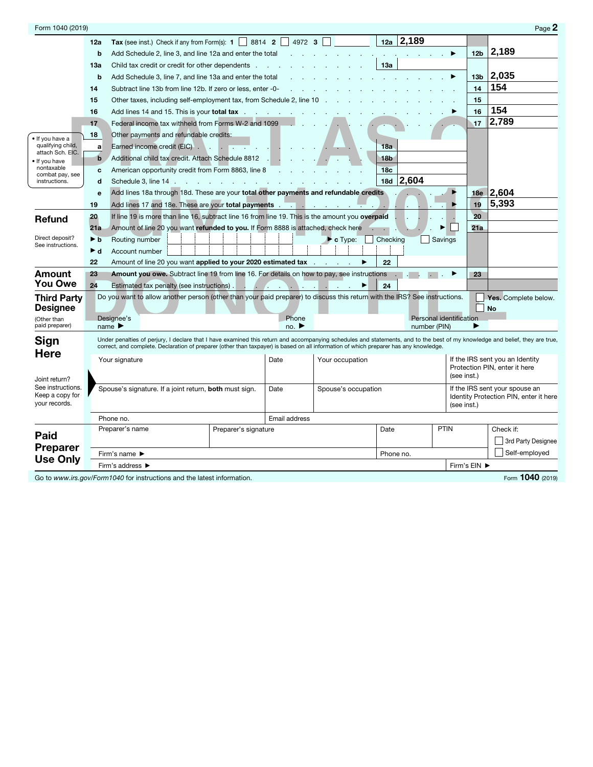Form 1040 (2019) Page **2**

| Line | Description | Sub-line | Amount | Line | Amount |
|---|---|---|---|---|---|
| 12a | **Tax** (see inst.) Check if any from Form(s): 1 ☐ 8814 2 ☐ 4972 3 ☐ | 12a | 2,189 | | |
| b | Add Schedule 2, line 3, and line 12a and enter the total ▶ | | | 12b | 2,189 |
| 13a | Child tax credit or credit for other dependents | 13a | | | |
| b | Add Schedule 3, line 7, and line 13a and enter the total ▶ | | | 13b | 2,035 |
| 14 | Subtract line 13b from line 12b. If zero or less, enter -0- | | | 14 | 154 |
| 15 | Other taxes, including self-employment tax, from Schedule 2, line 10 | | | 15 | |
| 16 | Add lines 14 and 15. This is your **total tax** ▶ | | | 16 | 154 |
| 17 | Federal income tax withheld from Forms W-2 and 1099 | | | 17 | 2,789 |
| 18 | Other payments and refundable credits: | | | | |
| a | Earned income credit (EIC) | 18a | | | |
| b | Additional child tax credit. Attach Schedule 8812 | 18b | | | |
| c | American opportunity credit from Form 8863, line 8 | 18c | | | |
| d | Schedule 3, line 14 | 18d | 2,604 | | |
| e | Add lines 18a through 18d. These are your **total other payments and refundable credits** ▶ | | | 18e | 2,604 |
| 19 | Add lines 17 and 18e. These are your **total payments** ▶ | | | 19 | 5,393 |

• If you have a qualifying child, attach Sch. EIC.
• If you have nontaxable combat pay, see instructions.

## Refund

| Line | Description | Line | Amount |
|---|---|---|---|
| 20 | If line 19 is more than line 16, subtract line 16 from line 19. This is the amount you **overpaid** | 20 | |
| 21a | Amount of line 20 you want **refunded to you.** If Form 8888 is attached, check here ▶ ☐ | 21a | |
| ▶ b | Routing number ▶ c Type: ☐ Checking ☐ Savings | | |
| ▶ d | Account number | | |
| 22 | Amount of line 20 you want **applied to your 2020 estimated tax** ▶ | 22 | |

Direct deposit? See instructions.

## Amount You Owe

| Line | Description | Line | Amount |
|---|---|---|---|
| 23 | **Amount you owe.** Subtract line 19 from line 16. For details on how to pay, see instructions ▶ | 23 | |
| 24 | Estimated tax penalty (see instructions) ▶ | 24 | |

## Third Party Designee

(Other than paid preparer)

Do you want to allow another person (other than your paid preparer) to discuss this return with the IRS? See instructions. ☐ **Yes.** Complete below. ☐ **No**

Designee's name ▶ Phone no. ▶ Personal identification number (PIN) ▶

## Sign Here

Under penalties of perjury, I declare that I have examined this return and accompanying schedules and statements, and to the best of my knowledge and belief, they are true, correct, and complete. Declaration of preparer (other than taxpayer) is based on all information of which preparer has any knowledge.

Joint return? See instructions. Keep a copy for your records.

| Your signature | Date | Your occupation | If the IRS sent you an Identity Protection PIN, enter it here (see inst.) |
|---|---|---|---|
| Spouse's signature. If a joint return, **both** must sign. | Date | Spouse's occupation | If the IRS sent your spouse an Identity Protection PIN, enter it here (see inst.) |
| Phone no. | Email address | | |

## Paid Preparer Use Only

| Preparer's name | Preparer's signature | Date | PTIN | Check if: ☐ 3rd Party Designee ☐ Self-employed |
|---|---|---|---|---|
| Firm's name ▶ | | Phone no. | | |
| Firm's address ▶ | | | Firm's EIN ▶ | |

Go to *www.irs.gov/Form1040* for instructions and the latest information. Form **1040** (2019)

DRAFT AS OF July 11, 2019 DO NOT FILE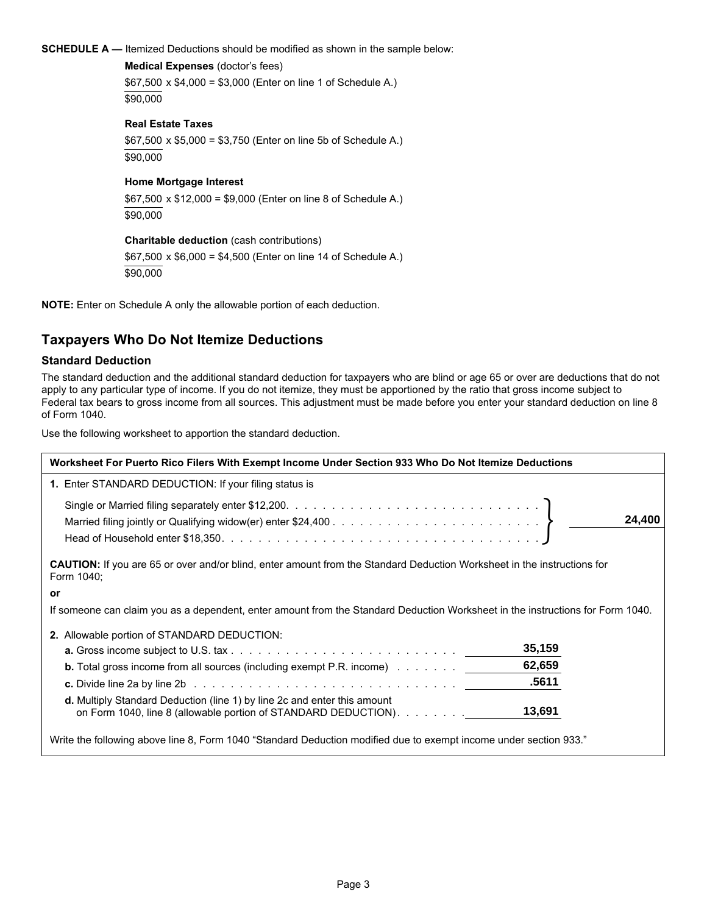**SCHEDULE A —** Itemized Deductions should be modified as shown in the sample below:

**Medical Expenses** (doctor's fees)

$\frac{\$67,500}{\$90,000} \times \$4,000 = \$3,000$ (Enter on line 1 of Schedule A.)

**Real Estate Taxes**

$\frac{\$67,500}{\$90,000} \times \$5,000 = \$3,750$ (Enter on line 5b of Schedule A.)

**Home Mortgage Interest**

$\frac{\$67,500}{\$90,000} \times \$12,000 = \$9,000$ (Enter on line 8 of Schedule A.)

**Charitable deduction** (cash contributions)

$\frac{\$67,500}{\$90,000} \times \$6,000 = \$4,500$ (Enter on line 14 of Schedule A.)

**NOTE:** Enter on Schedule A only the allowable portion of each deduction.

## Taxpayers Who Do Not Itemize Deductions

### Standard Deduction

The standard deduction and the additional standard deduction for taxpayers who are blind or age 65 or over are deductions that do not apply to any particular type of income. If you do not itemize, they must be apportioned by the ratio that gross income subject to Federal tax bears to gross income from all sources. This adjustment must be made before you enter your standard deduction on line 8 of Form 1040.

Use the following worksheet to apportion the standard deduction.

**Worksheet For Puerto Rico Filers With Exempt Income Under Section 933 Who Do Not Itemize Deductions**

**1.** Enter STANDARD DEDUCTION: If your filing status is

| | | |
|---|---|---|
| Single or Married filing separately enter $12,200 | | |
| Married filing jointly or Qualifying widow(er) enter $24,400 | | **24,400** |
| Head of Household enter $18,350 | | |

**CAUTION:** If you are 65 or over and/or blind, enter amount from the Standard Deduction Worksheet in the instructions for Form 1040;

**or**

If someone can claim you as a dependent, enter amount from the Standard Deduction Worksheet in the instructions for Form 1040.

**2.** Allowable portion of STANDARD DEDUCTION:

| | |
|---|---|
| **a.** Gross income subject to U.S. tax | **35,159** |
| **b.** Total gross income from all sources (including exempt P.R. income) | **62,659** |
| **c.** Divide line 2a by line 2b | **.5611** |
| **d.** Multiply Standard Deduction (line 1) by line 2c and enter this amount on Form 1040, line 8 (allowable portion of STANDARD DEDUCTION) | **13,691** |

Write the following above line 8, Form 1040 "Standard Deduction modified due to exempt income under section 933."